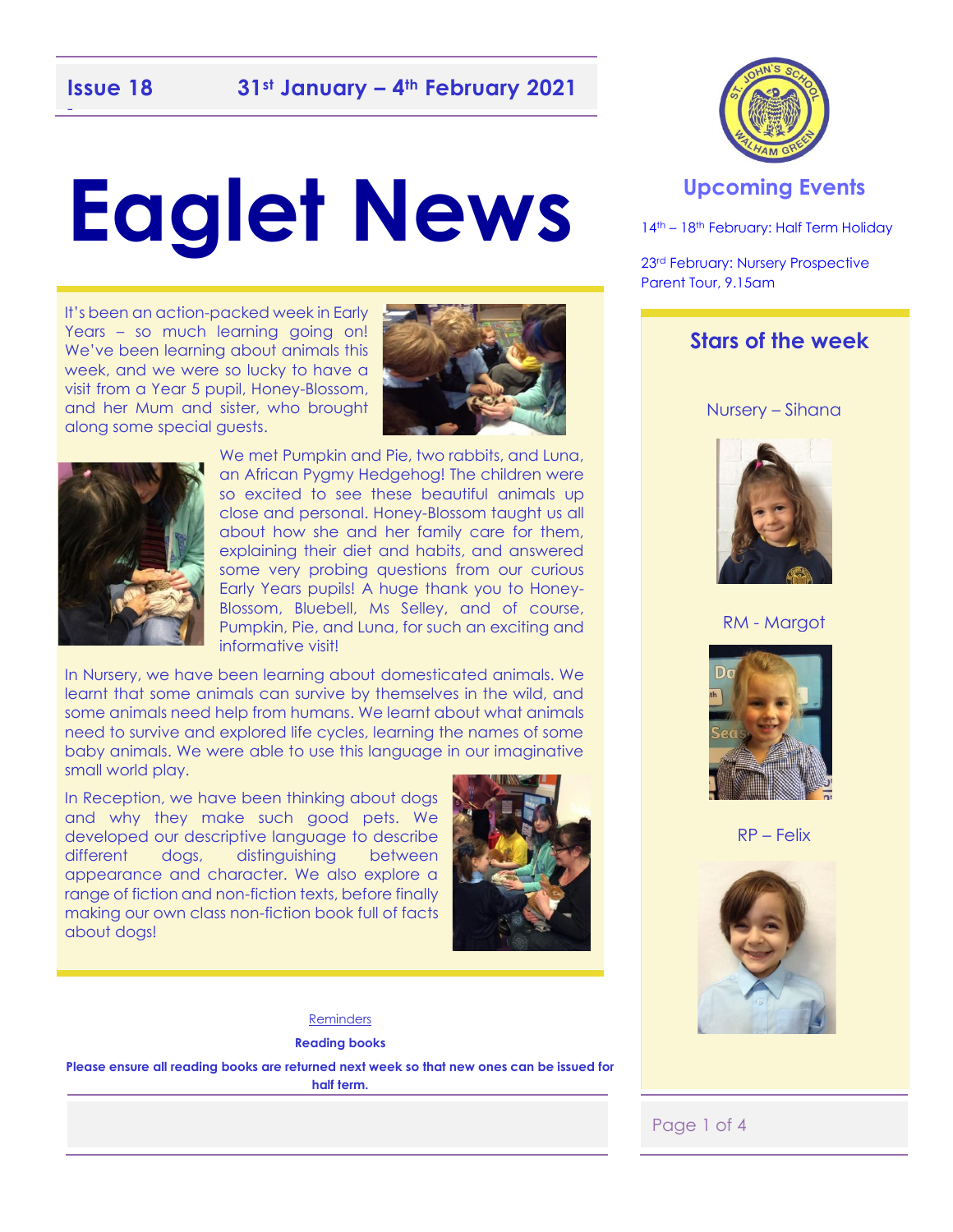**Issue 18** **31st January – 4th February 2021**

# Eaglet News

It's been an action-packed week in Early Years – so much learning going on! We've been learning about animals this week, and we were so lucky to have a visit from a Year 5 pupil, Honey-Blossom, and her Mum and sister, who brought along some special guests.

We met Pumpkin and Pie, two rabbits, and Luna, an African Pygmy Hedgehog! The children were so excited to see these beautiful animals up close and personal. Honey-Blossom taught us all about how she and her family care for them, explaining their diet and habits, and answered some very probing questions from our curious Early Years pupils! A huge thank you to Honey-Blossom, Bluebell, Ms Selley, and of course, Pumpkin, Pie, and Luna, for such an exciting and informative visit!

In Nursery, we have been learning about domesticated animals. We learnt that some animals can survive by themselves in the wild, and some animals need help from humans. We learnt about what animals need to survive and explored life cycles, learning the names of some baby animals. We were able to use this language in our imaginative small world play.

In Reception, we have been thinking about dogs and why they make such good pets. We developed our descriptive language to describe different dogs, distinguishing between appearance and character. We also explore a range of fiction and non-fiction texts, before finally making our own class non-fiction book full of facts about dogs!

Reminders

**Reading books**

**Please ensure all reading books are returned next week so that new ones can be issued for half term.**

## Upcoming Events

14th – 18th February: Half Term Holiday

23rd February: Nursery Prospective Parent Tour, 9.15am

## Stars of the week

Nursery – Sihana

RM - Margot

RP – Felix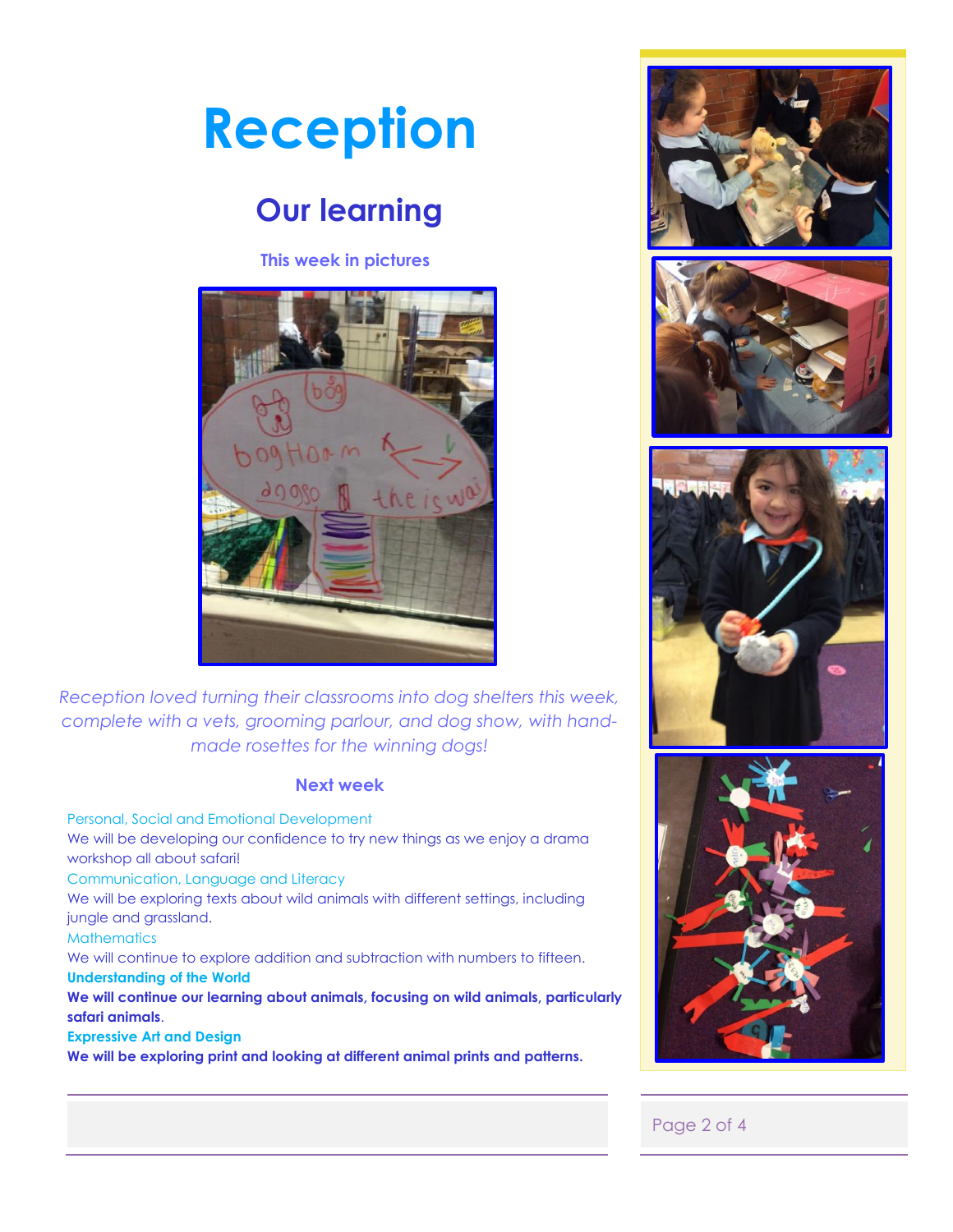# Reception

## Our learning

### This week in pictures

*Reception loved turning their classrooms into dog shelters this week, complete with a vets, grooming parlour, and dog show, with hand-made rosettes for the winning dogs!*

### Next week

Personal, Social and Emotional Development

We will be developing our confidence to try new things as we enjoy a drama workshop all about safari!

Communication, Language and Literacy

We will be exploring texts about wild animals with different settings, including jungle and grassland.

Mathematics

We will continue to explore addition and subtraction with numbers to fifteen.

**Understanding of the World**

**We will continue our learning about animals, focusing on wild animals, particularly safari animals**.

**Expressive Art and Design**

**We will be exploring print and looking at different animal prints and patterns.**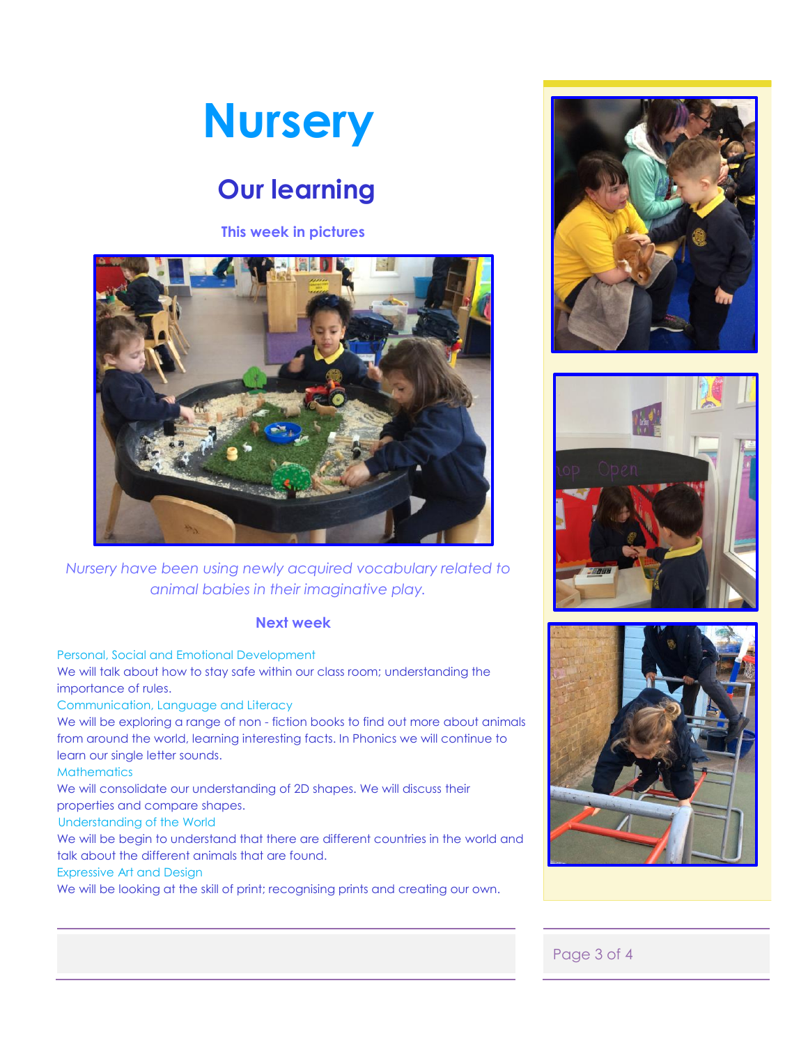# Nursery

## Our learning

### This week in pictures

*Nursery have been using newly acquired vocabulary related to animal babies in their imaginative play.*

### Next week

Personal, Social and Emotional Development

We will talk about how to stay safe within our class room; understanding the importance of rules.

Communication, Language and Literacy

We will be exploring a range of non - fiction books to find out more about animals from around the world, learning interesting facts. In Phonics we will continue to learn our single letter sounds.

Mathematics

We will consolidate our understanding of 2D shapes. We will discuss their properties and compare shapes.

Understanding of the World

We will be begin to understand that there are different countries in the world and talk about the different animals that are found.

Expressive Art and Design

We will be looking at the skill of print; recognising prints and creating our own.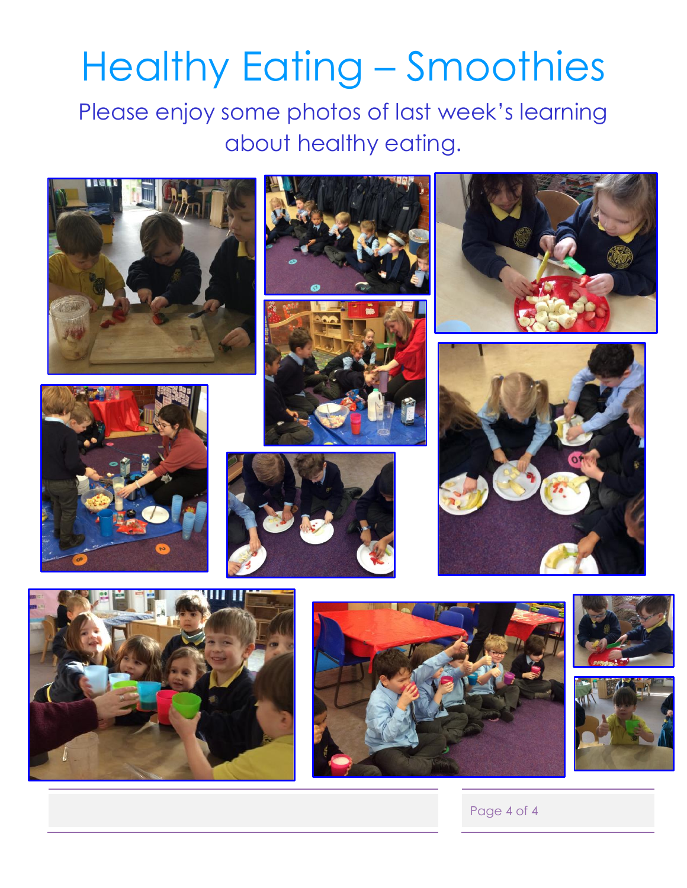# Healthy Eating – Smoothies

Please enjoy some photos of last week's learning about healthy eating.